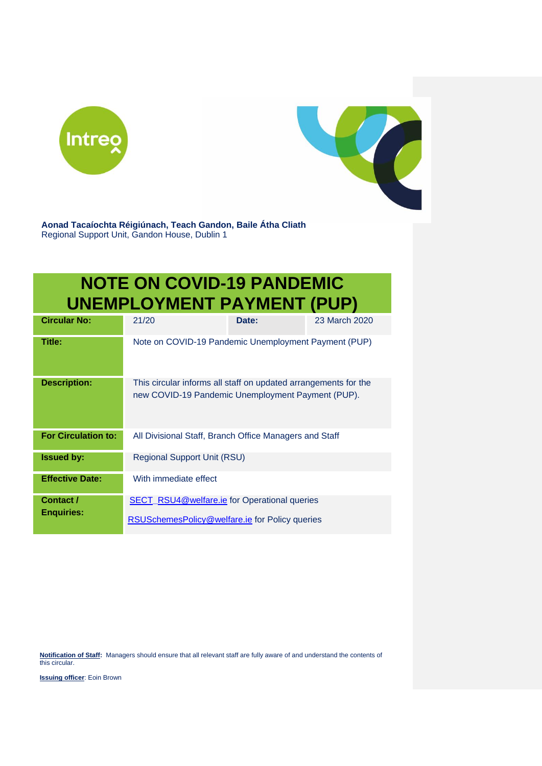**Aonad Tacaíochta Réigiúnach, Teach Gandon, Baile Átha Cliath**
Regional Support Unit, Gandon House, Dublin 1

# NOTE ON COVID-19 PANDEMIC UNEMPLOYMENT PAYMENT (PUP)

| | | | |
|---|---|---|---|
| **Circular No:** | 21/20 | **Date:** | 23 March 2020 |
| **Title:** | Note on COVID-19 Pandemic Unemployment Payment (PUP) | | |
| **Description:** | This circular informs all staff on updated arrangements for the new COVID-19 Pandemic Unemployment Payment (PUP). | | |
| **For Circulation to:** | All Divisional Staff, Branch Office Managers and Staff | | |
| **Issued by:** | Regional Support Unit (RSU) | | |
| **Effective Date:** | With immediate effect | | |
| **Contact / Enquiries:** | SECT_RSU4@welfare.ie for Operational queries<br>RSUSchemesPolicy@welfare.ie for Policy queries | | |

**Notification of Staff:** Managers should ensure that all relevant staff are fully aware of and understand the contents of this circular.

**Issuing officer**: Eoin Brown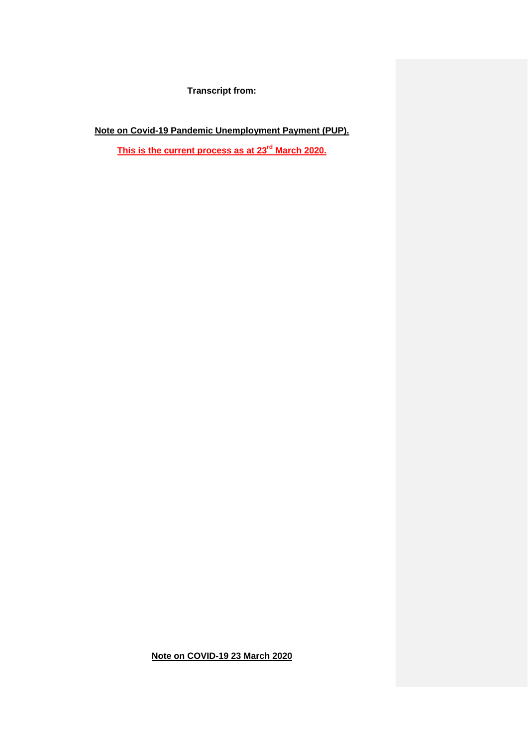**Transcript from:**

**Note on Covid-19 Pandemic Unemployment Payment (PUP).**

**This is the current process as at 23rd March 2020.**

**Note on COVID-19 23 March 2020**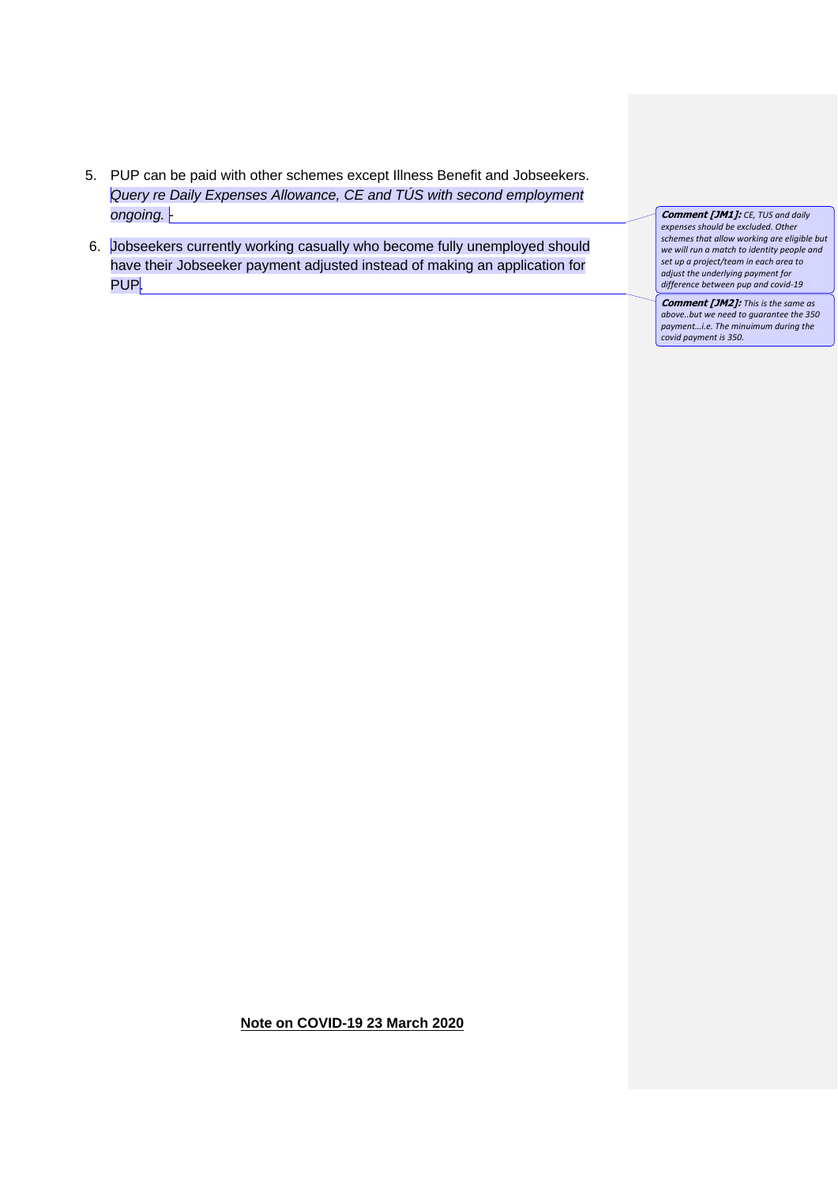5. PUP can be paid with other schemes except Illness Benefit and Jobseekers. *Query re Daily Expenses Allowance, CE and TÚS with second employment ongoing.* -

6. Jobseekers currently working casually who become fully unemployed should have their Jobseeker payment adjusted instead of making an application for PUP.

***Comment [JM1]:*** *CE, TUS and daily expenses should be excluded. Other schemes that allow working are eligible but we will run a match to identity people and set up a project/team in each area to adjust the underlying payment for difference between pup and covid-19*

***Comment [JM2]:*** *This is the same as above..but we need to guarantee the 350 payment...i.e. The minuimum during the covid payment is 350.*

**<u>Note on COVID-19 23 March 2020</u>**